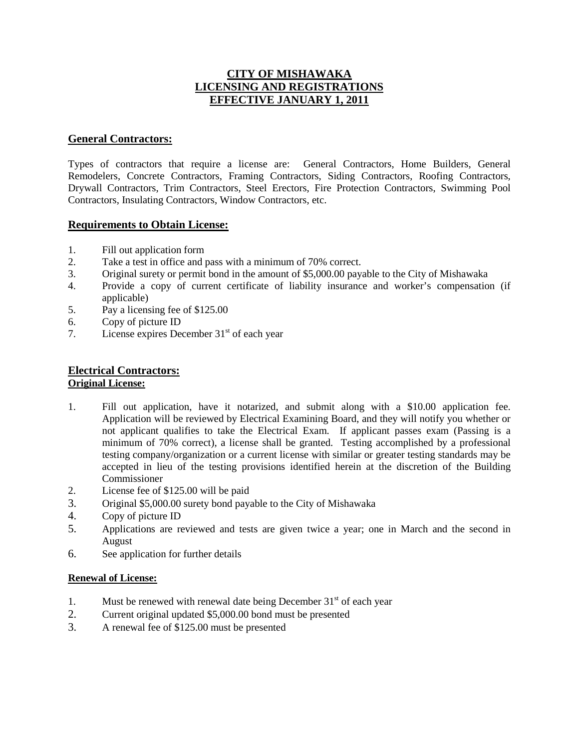# CITY OF MISHAWAKA
# LICENSING AND REGISTRATIONS
# EFFECTIVE JANUARY 1, 2011

## General Contractors:

Types of contractors that require a license are: General Contractors, Home Builders, General Remodelers, Concrete Contractors, Framing Contractors, Siding Contractors, Roofing Contractors, Drywall Contractors, Trim Contractors, Steel Erectors, Fire Protection Contractors, Swimming Pool Contractors, Insulating Contractors, Window Contractors, etc.

## Requirements to Obtain License:

1. Fill out application form
2. Take a test in office and pass with a minimum of 70% correct.
3. Original surety or permit bond in the amount of $5,000.00 payable to the City of Mishawaka
4. Provide a copy of current certificate of liability insurance and worker's compensation (if applicable)
5. Pay a licensing fee of $125.00
6. Copy of picture ID
7. License expires December 31st of each year

## Electrical Contractors:

### Original License:

1. Fill out application, have it notarized, and submit along with a $10.00 application fee. Application will be reviewed by Electrical Examining Board, and they will notify you whether or not applicant qualifies to take the Electrical Exam. If applicant passes exam (Passing is a minimum of 70% correct), a license shall be granted. Testing accomplished by a professional testing company/organization or a current license with similar or greater testing standards may be accepted in lieu of the testing provisions identified herein at the discretion of the Building Commissioner
2. License fee of $125.00 will be paid
3. Original $5,000.00 surety bond payable to the City of Mishawaka
4. Copy of picture ID
5. Applications are reviewed and tests are given twice a year; one in March and the second in August
6. See application for further details

### Renewal of License:

1. Must be renewed with renewal date being December 31st of each year
2. Current original updated $5,000.00 bond must be presented
3. A renewal fee of $125.00 must be presented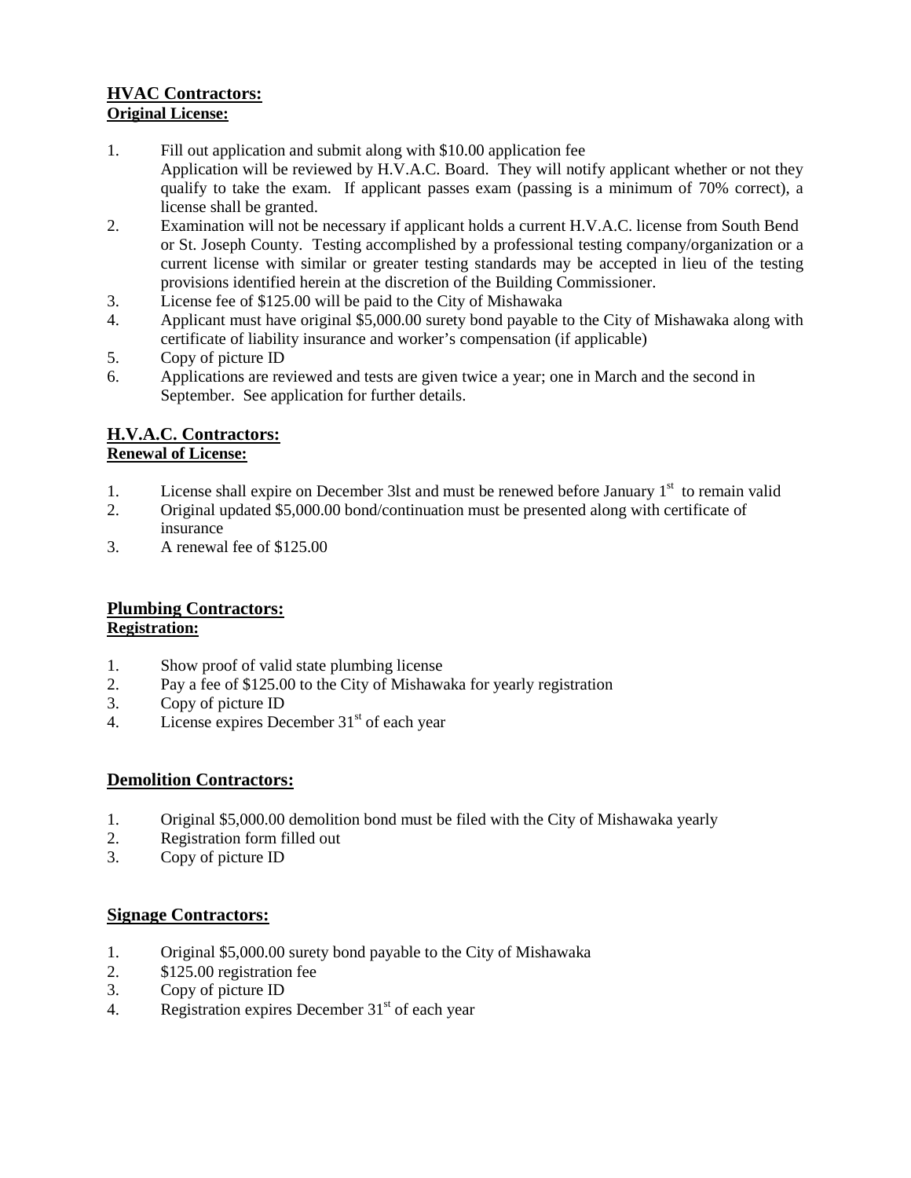## HVAC Contractors:
### Original License:

1. Fill out application and submit along with $10.00 application fee
   Application will be reviewed by H.V.A.C. Board. They will notify applicant whether or not they qualify to take the exam. If applicant passes exam (passing is a minimum of 70% correct), a license shall be granted.
2. Examination will not be necessary if applicant holds a current H.V.A.C. license from South Bend or St. Joseph County. Testing accomplished by a professional testing company/organization or a current license with similar or greater testing standards may be accepted in lieu of the testing provisions identified herein at the discretion of the Building Commissioner.
3. License fee of $125.00 will be paid to the City of Mishawaka
4. Applicant must have original $5,000.00 surety bond payable to the City of Mishawaka along with certificate of liability insurance and worker's compensation (if applicable)
5. Copy of picture ID
6. Applications are reviewed and tests are given twice a year; one in March and the second in September. See application for further details.

## H.V.A.C. Contractors:
### Renewal of License:

1. License shall expire on December 3lst and must be renewed before January 1st to remain valid
2. Original updated $5,000.00 bond/continuation must be presented along with certificate of insurance
3. A renewal fee of $125.00

## Plumbing Contractors:
### Registration:

1. Show proof of valid state plumbing license
2. Pay a fee of $125.00 to the City of Mishawaka for yearly registration
3. Copy of picture ID
4. License expires December 31st of each year

## Demolition Contractors:

1. Original $5,000.00 demolition bond must be filed with the City of Mishawaka yearly
2. Registration form filled out
3. Copy of picture ID

## Signage Contractors:

1. Original $5,000.00 surety bond payable to the City of Mishawaka
2. $125.00 registration fee
3. Copy of picture ID
4. Registration expires December 31st of each year